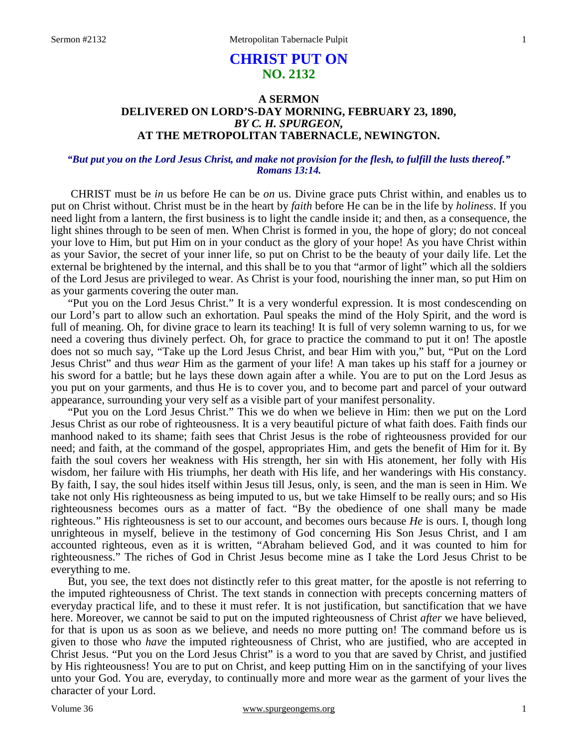# CHRIST PUT ON
## NO. 2132

### A SERMON
### DELIVERED ON LORD'S-DAY MORNING, FEBRUARY 23, 1890,
### *BY C. H. SPURGEON,*
### AT THE METROPOLITAN TABERNACLE, NEWINGTON.

***"But put you on the Lord Jesus Christ, and make not provision for the flesh, to fulfill the lusts thereof." Romans 13:14.***

CHRIST must be *in* us before He can be *on* us. Divine grace puts Christ within, and enables us to put on Christ without. Christ must be in the heart by *faith* before He can be in the life by *holiness*. If you need light from a lantern, the first business is to light the candle inside it; and then, as a consequence, the light shines through to be seen of men. When Christ is formed in you, the hope of glory; do not conceal your love to Him, but put Him on in your conduct as the glory of your hope! As you have Christ within as your Savior, the secret of your inner life, so put on Christ to be the beauty of your daily life. Let the external be brightened by the internal, and this shall be to you that "armor of light" which all the soldiers of the Lord Jesus are privileged to wear. As Christ is your food, nourishing the inner man, so put Him on as your garments covering the outer man.

"Put you on the Lord Jesus Christ." It is a very wonderful expression. It is most condescending on our Lord's part to allow such an exhortation. Paul speaks the mind of the Holy Spirit, and the word is full of meaning. Oh, for divine grace to learn its teaching! It is full of very solemn warning to us, for we need a covering thus divinely perfect. Oh, for grace to practice the command to put it on! The apostle does not so much say, "Take up the Lord Jesus Christ, and bear Him with you," but, "Put on the Lord Jesus Christ" and thus *wear* Him as the garment of your life! A man takes up his staff for a journey or his sword for a battle; but he lays these down again after a while. You are to put on the Lord Jesus as you put on your garments, and thus He is to cover you, and to become part and parcel of your outward appearance, surrounding your very self as a visible part of your manifest personality.

"Put you on the Lord Jesus Christ." This we do when we believe in Him: then we put on the Lord Jesus Christ as our robe of righteousness. It is a very beautiful picture of what faith does. Faith finds our manhood naked to its shame; faith sees that Christ Jesus is the robe of righteousness provided for our need; and faith, at the command of the gospel, appropriates Him, and gets the benefit of Him for it. By faith the soul covers her weakness with His strength, her sin with His atonement, her folly with His wisdom, her failure with His triumphs, her death with His life, and her wanderings with His constancy. By faith, I say, the soul hides itself within Jesus till Jesus, only, is seen, and the man is seen in Him. We take not only His righteousness as being imputed to us, but we take Himself to be really ours; and so His righteousness becomes ours as a matter of fact. "By the obedience of one shall many be made righteous." His righteousness is set to our account, and becomes ours because *He* is ours. I, though long unrighteous in myself, believe in the testimony of God concerning His Son Jesus Christ, and I am accounted righteous, even as it is written, "Abraham believed God, and it was counted to him for righteousness." The riches of God in Christ Jesus become mine as I take the Lord Jesus Christ to be everything to me.

But, you see, the text does not distinctly refer to this great matter, for the apostle is not referring to the imputed righteousness of Christ. The text stands in connection with precepts concerning matters of everyday practical life, and to these it must refer. It is not justification, but sanctification that we have here. Moreover, we cannot be said to put on the imputed righteousness of Christ *after* we have believed, for that is upon us as soon as we believe, and needs no more putting on! The command before us is given to those who *have* the imputed righteousness of Christ, who are justified, who are accepted in Christ Jesus. "Put you on the Lord Jesus Christ" is a word to you that are saved by Christ, and justified by His righteousness! You are to put on Christ, and keep putting Him on in the sanctifying of your lives unto your God. You are, everyday, to continually more and more wear as the garment of your lives the character of your Lord.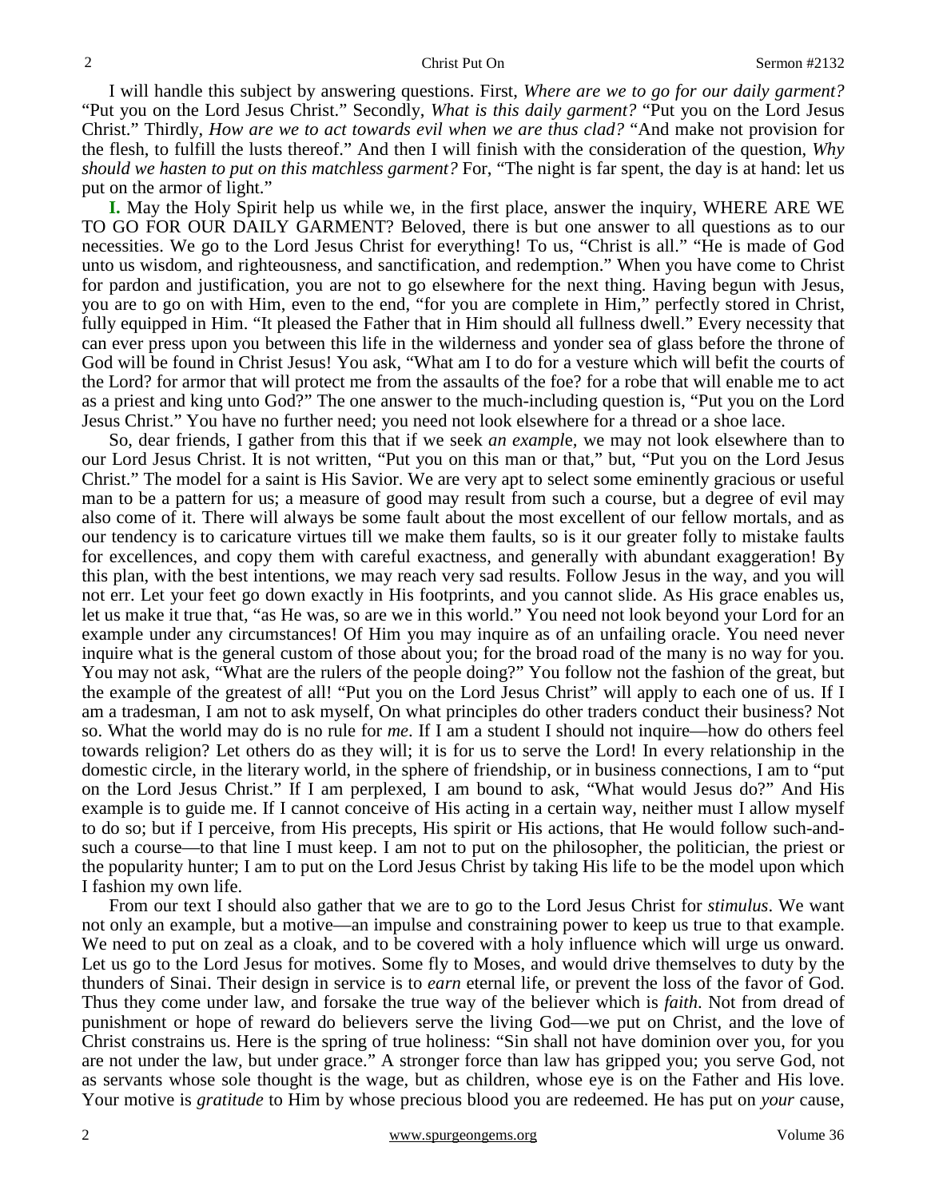I will handle this subject by answering questions. First, *Where are we to go for our daily garment?* "Put you on the Lord Jesus Christ." Secondly, *What is this daily garment?* "Put you on the Lord Jesus Christ." Thirdly, *How are we to act towards evil when we are thus clad?* "And make not provision for the flesh, to fulfill the lusts thereof." And then I will finish with the consideration of the question, *Why should we hasten to put on this matchless garment?* For, "The night is far spent, the day is at hand: let us put on the armor of light."

**I.** May the Holy Spirit help us while we, in the first place, answer the inquiry, WHERE ARE WE TO GO FOR OUR DAILY GARMENT? Beloved, there is but one answer to all questions as to our necessities. We go to the Lord Jesus Christ for everything! To us, "Christ is all." "He is made of God unto us wisdom, and righteousness, and sanctification, and redemption." When you have come to Christ for pardon and justification, you are not to go elsewhere for the next thing. Having begun with Jesus, you are to go on with Him, even to the end, "for you are complete in Him," perfectly stored in Christ, fully equipped in Him. "It pleased the Father that in Him should all fullness dwell." Every necessity that can ever press upon you between this life in the wilderness and yonder sea of glass before the throne of God will be found in Christ Jesus! You ask, "What am I to do for a vesture which will befit the courts of the Lord? for armor that will protect me from the assaults of the foe? for a robe that will enable me to act as a priest and king unto God?" The one answer to the much-including question is, "Put you on the Lord Jesus Christ." You have no further need; you need not look elsewhere for a thread or a shoe lace.

So, dear friends, I gather from this that if we seek *an example*, we may not look elsewhere than to our Lord Jesus Christ. It is not written, "Put you on this man or that," but, "Put you on the Lord Jesus Christ." The model for a saint is His Savior. We are very apt to select some eminently gracious or useful man to be a pattern for us; a measure of good may result from such a course, but a degree of evil may also come of it. There will always be some fault about the most excellent of our fellow mortals, and as our tendency is to caricature virtues till we make them faults, so is it our greater folly to mistake faults for excellences, and copy them with careful exactness, and generally with abundant exaggeration! By this plan, with the best intentions, we may reach very sad results. Follow Jesus in the way, and you will not err. Let your feet go down exactly in His footprints, and you cannot slide. As His grace enables us, let us make it true that, "as He was, so are we in this world." You need not look beyond your Lord for an example under any circumstances! Of Him you may inquire as of an unfailing oracle. You need never inquire what is the general custom of those about you; for the broad road of the many is no way for you. You may not ask, "What are the rulers of the people doing?" You follow not the fashion of the great, but the example of the greatest of all! "Put you on the Lord Jesus Christ" will apply to each one of us. If I am a tradesman, I am not to ask myself, On what principles do other traders conduct their business? Not so. What the world may do is no rule for *me*. If I am a student I should not inquire—how do others feel towards religion? Let others do as they will; it is for us to serve the Lord! In every relationship in the domestic circle, in the literary world, in the sphere of friendship, or in business connections, I am to "put on the Lord Jesus Christ." If I am perplexed, I am bound to ask, "What would Jesus do?" And His example is to guide me. If I cannot conceive of His acting in a certain way, neither must I allow myself to do so; but if I perceive, from His precepts, His spirit or His actions, that He would follow such-and-such a course—to that line I must keep. I am not to put on the philosopher, the politician, the priest or the popularity hunter; I am to put on the Lord Jesus Christ by taking His life to be the model upon which I fashion my own life.

From our text I should also gather that we are to go to the Lord Jesus Christ for *stimulus*. We want not only an example, but a motive—an impulse and constraining power to keep us true to that example. We need to put on zeal as a cloak, and to be covered with a holy influence which will urge us onward. Let us go to the Lord Jesus for motives. Some fly to Moses, and would drive themselves to duty by the thunders of Sinai. Their design in service is to *earn* eternal life, or prevent the loss of the favor of God. Thus they come under law, and forsake the true way of the believer which is *faith*. Not from dread of punishment or hope of reward do believers serve the living God—we put on Christ, and the love of Christ constrains us. Here is the spring of true holiness: "Sin shall not have dominion over you, for you are not under the law, but under grace." A stronger force than law has gripped you; you serve God, not as servants whose sole thought is the wage, but as children, whose eye is on the Father and His love. Your motive is *gratitude* to Him by whose precious blood you are redeemed. He has put on *your* cause,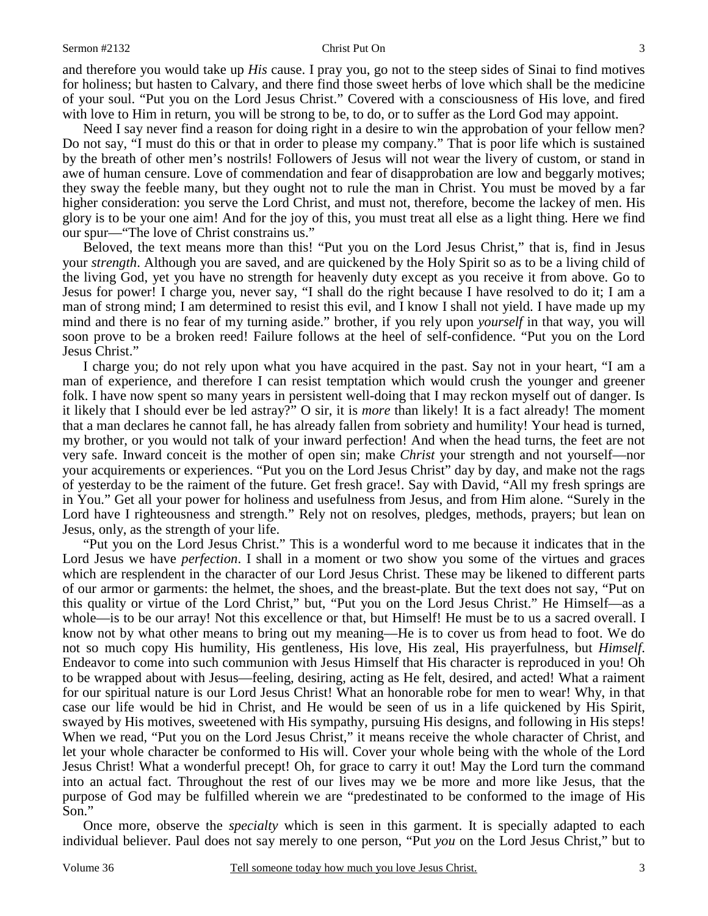and therefore you would take up *His* cause. I pray you, go not to the steep sides of Sinai to find motives for holiness; but hasten to Calvary, and there find those sweet herbs of love which shall be the medicine of your soul. "Put you on the Lord Jesus Christ." Covered with a consciousness of His love, and fired with love to Him in return, you will be strong to be, to do, or to suffer as the Lord God may appoint.

Need I say never find a reason for doing right in a desire to win the approbation of your fellow men? Do not say, "I must do this or that in order to please my company." That is poor life which is sustained by the breath of other men's nostrils! Followers of Jesus will not wear the livery of custom, or stand in awe of human censure. Love of commendation and fear of disapprobation are low and beggarly motives; they sway the feeble many, but they ought not to rule the man in Christ. You must be moved by a far higher consideration: you serve the Lord Christ, and must not, therefore, become the lackey of men. His glory is to be your one aim! And for the joy of this, you must treat all else as a light thing. Here we find our spur—"The love of Christ constrains us."

Beloved, the text means more than this! "Put you on the Lord Jesus Christ," that is, find in Jesus your *strength*. Although you are saved, and are quickened by the Holy Spirit so as to be a living child of the living God, yet you have no strength for heavenly duty except as you receive it from above. Go to Jesus for power! I charge you, never say, "I shall do the right because I have resolved to do it; I am a man of strong mind; I am determined to resist this evil, and I know I shall not yield. I have made up my mind and there is no fear of my turning aside." brother, if you rely upon *yourself* in that way, you will soon prove to be a broken reed! Failure follows at the heel of self-confidence. "Put you on the Lord Jesus Christ."

I charge you; do not rely upon what you have acquired in the past. Say not in your heart, "I am a man of experience, and therefore I can resist temptation which would crush the younger and greener folk. I have now spent so many years in persistent well-doing that I may reckon myself out of danger. Is it likely that I should ever be led astray?" O sir, it is *more* than likely! It is a fact already! The moment that a man declares he cannot fall, he has already fallen from sobriety and humility! Your head is turned, my brother, or you would not talk of your inward perfection! And when the head turns, the feet are not very safe. Inward conceit is the mother of open sin; make *Christ* your strength and not yourself—nor your acquirements or experiences. "Put you on the Lord Jesus Christ" day by day, and make not the rags of yesterday to be the raiment of the future. Get fresh grace!. Say with David, "All my fresh springs are in You." Get all your power for holiness and usefulness from Jesus, and from Him alone. "Surely in the Lord have I righteousness and strength." Rely not on resolves, pledges, methods, prayers; but lean on Jesus, only, as the strength of your life.

"Put you on the Lord Jesus Christ." This is a wonderful word to me because it indicates that in the Lord Jesus we have *perfection*. I shall in a moment or two show you some of the virtues and graces which are resplendent in the character of our Lord Jesus Christ. These may be likened to different parts of our armor or garments: the helmet, the shoes, and the breast-plate. But the text does not say, "Put on this quality or virtue of the Lord Christ," but, "Put you on the Lord Jesus Christ." He Himself—as a whole—is to be our array! Not this excellence or that, but Himself! He must be to us a sacred overall. I know not by what other means to bring out my meaning—He is to cover us from head to foot. We do not so much copy His humility, His gentleness, His love, His zeal, His prayerfulness, but *Himself*. Endeavor to come into such communion with Jesus Himself that His character is reproduced in you! Oh to be wrapped about with Jesus—feeling, desiring, acting as He felt, desired, and acted! What a raiment for our spiritual nature is our Lord Jesus Christ! What an honorable robe for men to wear! Why, in that case our life would be hid in Christ, and He would be seen of us in a life quickened by His Spirit, swayed by His motives, sweetened with His sympathy, pursuing His designs, and following in His steps! When we read, "Put you on the Lord Jesus Christ," it means receive the whole character of Christ, and let your whole character be conformed to His will. Cover your whole being with the whole of the Lord Jesus Christ! What a wonderful precept! Oh, for grace to carry it out! May the Lord turn the command into an actual fact. Throughout the rest of our lives may we be more and more like Jesus, that the purpose of God may be fulfilled wherein we are "predestinated to be conformed to the image of His Son."

Once more, observe the *specialty* which is seen in this garment. It is specially adapted to each individual believer. Paul does not say merely to one person, "Put *you* on the Lord Jesus Christ," but to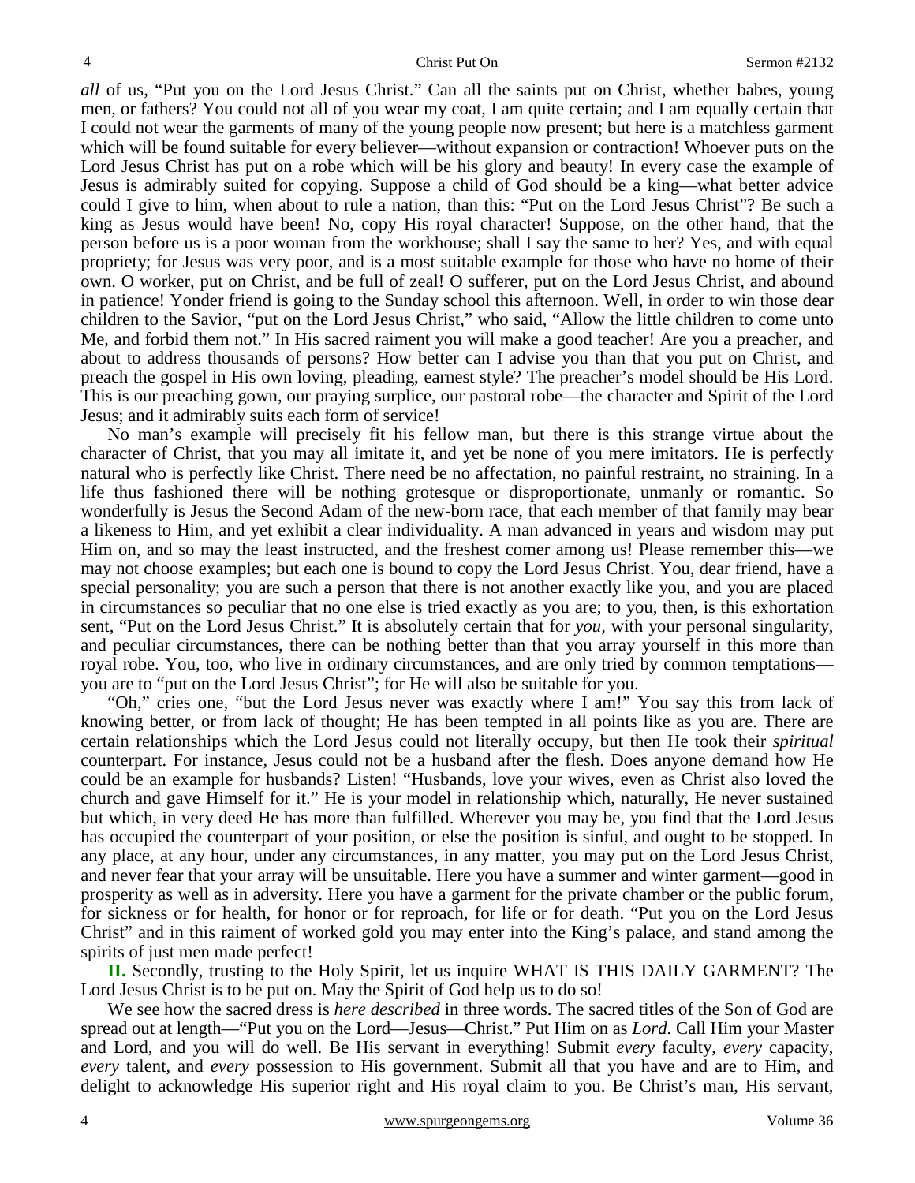*all* of us, "Put you on the Lord Jesus Christ." Can all the saints put on Christ, whether babes, young men, or fathers? You could not all of you wear my coat, I am quite certain; and I am equally certain that I could not wear the garments of many of the young people now present; but here is a matchless garment which will be found suitable for every believer—without expansion or contraction! Whoever puts on the Lord Jesus Christ has put on a robe which will be his glory and beauty! In every case the example of Jesus is admirably suited for copying. Suppose a child of God should be a king—what better advice could I give to him, when about to rule a nation, than this: "Put on the Lord Jesus Christ"? Be such a king as Jesus would have been! No, copy His royal character! Suppose, on the other hand, that the person before us is a poor woman from the workhouse; shall I say the same to her? Yes, and with equal propriety; for Jesus was very poor, and is a most suitable example for those who have no home of their own. O worker, put on Christ, and be full of zeal! O sufferer, put on the Lord Jesus Christ, and abound in patience! Yonder friend is going to the Sunday school this afternoon. Well, in order to win those dear children to the Savior, "put on the Lord Jesus Christ," who said, "Allow the little children to come unto Me, and forbid them not." In His sacred raiment you will make a good teacher! Are you a preacher, and about to address thousands of persons? How better can I advise you than that you put on Christ, and preach the gospel in His own loving, pleading, earnest style? The preacher's model should be His Lord. This is our preaching gown, our praying surplice, our pastoral robe—the character and Spirit of the Lord Jesus; and it admirably suits each form of service!

No man's example will precisely fit his fellow man, but there is this strange virtue about the character of Christ, that you may all imitate it, and yet be none of you mere imitators. He is perfectly natural who is perfectly like Christ. There need be no affectation, no painful restraint, no straining. In a life thus fashioned there will be nothing grotesque or disproportionate, unmanly or romantic. So wonderfully is Jesus the Second Adam of the new-born race, that each member of that family may bear a likeness to Him, and yet exhibit a clear individuality. A man advanced in years and wisdom may put Him on, and so may the least instructed, and the freshest comer among us! Please remember this—we may not choose examples; but each one is bound to copy the Lord Jesus Christ. You, dear friend, have a special personality; you are such a person that there is not another exactly like you, and you are placed in circumstances so peculiar that no one else is tried exactly as you are; to you, then, is this exhortation sent, "Put on the Lord Jesus Christ." It is absolutely certain that for *you*, with your personal singularity, and peculiar circumstances, there can be nothing better than that you array yourself in this more than royal robe. You, too, who live in ordinary circumstances, and are only tried by common temptations—you are to "put on the Lord Jesus Christ"; for He will also be suitable for you.

"Oh," cries one, "but the Lord Jesus never was exactly where I am!" You say this from lack of knowing better, or from lack of thought; He has been tempted in all points like as you are. There are certain relationships which the Lord Jesus could not literally occupy, but then He took their *spiritual* counterpart. For instance, Jesus could not be a husband after the flesh. Does anyone demand how He could be an example for husbands? Listen! "Husbands, love your wives, even as Christ also loved the church and gave Himself for it." He is your model in relationship which, naturally, He never sustained but which, in very deed He has more than fulfilled. Wherever you may be, you find that the Lord Jesus has occupied the counterpart of your position, or else the position is sinful, and ought to be stopped. In any place, at any hour, under any circumstances, in any matter, you may put on the Lord Jesus Christ, and never fear that your array will be unsuitable. Here you have a summer and winter garment—good in prosperity as well as in adversity. Here you have a garment for the private chamber or the public forum, for sickness or for health, for honor or for reproach, for life or for death. "Put you on the Lord Jesus Christ" and in this raiment of worked gold you may enter into the King's palace, and stand among the spirits of just men made perfect!

**II.** Secondly, trusting to the Holy Spirit, let us inquire WHAT IS THIS DAILY GARMENT? The Lord Jesus Christ is to be put on. May the Spirit of God help us to do so!

We see how the sacred dress is *here described* in three words. The sacred titles of the Son of God are spread out at length—"Put you on the Lord—Jesus—Christ." Put Him on as *Lord*. Call Him your Master and Lord, and you will do well. Be His servant in everything! Submit *every* faculty, *every* capacity, *every* talent, and *every* possession to His government. Submit all that you have and are to Him, and delight to acknowledge His superior right and His royal claim to you. Be Christ's man, His servant,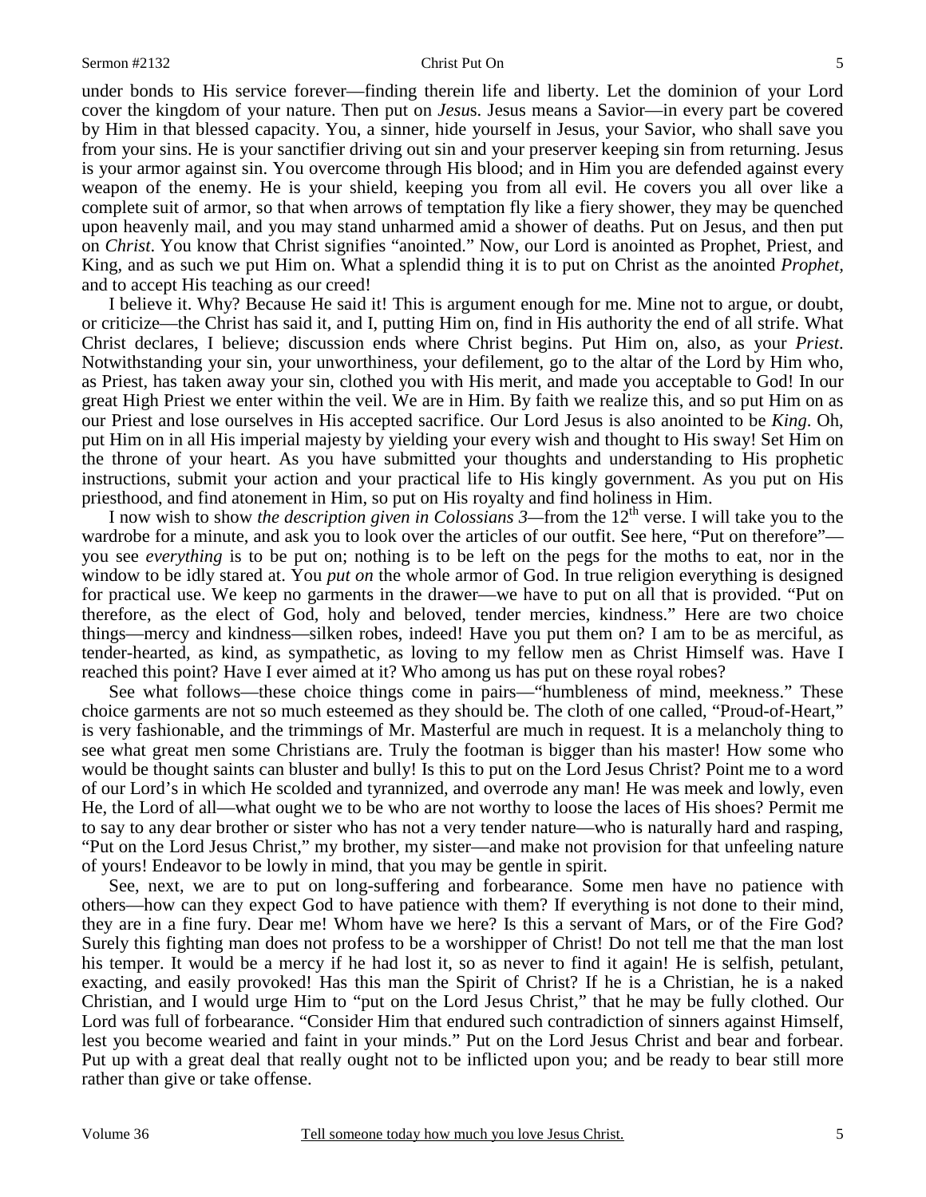under bonds to His service forever—finding therein life and liberty. Let the dominion of your Lord cover the kingdom of your nature. Then put on *Jesus*. Jesus means a Savior—in every part be covered by Him in that blessed capacity. You, a sinner, hide yourself in Jesus, your Savior, who shall save you from your sins. He is your sanctifier driving out sin and your preserver keeping sin from returning. Jesus is your armor against sin. You overcome through His blood; and in Him you are defended against every weapon of the enemy. He is your shield, keeping you from all evil. He covers you all over like a complete suit of armor, so that when arrows of temptation fly like a fiery shower, they may be quenched upon heavenly mail, and you may stand unharmed amid a shower of deaths. Put on Jesus, and then put on *Christ*. You know that Christ signifies "anointed." Now, our Lord is anointed as Prophet, Priest, and King, and as such we put Him on. What a splendid thing it is to put on Christ as the anointed *Prophet,* and to accept His teaching as our creed!

I believe it. Why? Because He said it! This is argument enough for me. Mine not to argue, or doubt, or criticize—the Christ has said it, and I, putting Him on, find in His authority the end of all strife. What Christ declares, I believe; discussion ends where Christ begins. Put Him on, also, as your *Priest*. Notwithstanding your sin, your unworthiness, your defilement, go to the altar of the Lord by Him who, as Priest, has taken away your sin, clothed you with His merit, and made you acceptable to God! In our great High Priest we enter within the veil. We are in Him. By faith we realize this, and so put Him on as our Priest and lose ourselves in His accepted sacrifice. Our Lord Jesus is also anointed to be *King*. Oh, put Him on in all His imperial majesty by yielding your every wish and thought to His sway! Set Him on the throne of your heart. As you have submitted your thoughts and understanding to His prophetic instructions, submit your action and your practical life to His kingly government. As you put on His priesthood, and find atonement in Him, so put on His royalty and find holiness in Him.

I now wish to show *the description given in Colossians 3*—from the 12th verse. I will take you to the wardrobe for a minute, and ask you to look over the articles of our outfit. See here, "Put on therefore"—you see *everything* is to be put on; nothing is to be left on the pegs for the moths to eat, nor in the window to be idly stared at. You *put on* the whole armor of God. In true religion everything is designed for practical use. We keep no garments in the drawer—we have to put on all that is provided. "Put on therefore, as the elect of God, holy and beloved, tender mercies, kindness." Here are two choice things—mercy and kindness—silken robes, indeed! Have you put them on? I am to be as merciful, as tender-hearted, as kind, as sympathetic, as loving to my fellow men as Christ Himself was. Have I reached this point? Have I ever aimed at it? Who among us has put on these royal robes?

See what follows—these choice things come in pairs—"humbleness of mind, meekness." These choice garments are not so much esteemed as they should be. The cloth of one called, "Proud-of-Heart," is very fashionable, and the trimmings of Mr. Masterful are much in request. It is a melancholy thing to see what great men some Christians are. Truly the footman is bigger than his master! How some who would be thought saints can bluster and bully! Is this to put on the Lord Jesus Christ? Point me to a word of our Lord's in which He scolded and tyrannized, and overrode any man! He was meek and lowly, even He, the Lord of all—what ought we to be who are not worthy to loose the laces of His shoes? Permit me to say to any dear brother or sister who has not a very tender nature—who is naturally hard and rasping, "Put on the Lord Jesus Christ," my brother, my sister—and make not provision for that unfeeling nature of yours! Endeavor to be lowly in mind, that you may be gentle in spirit.

See, next, we are to put on long-suffering and forbearance. Some men have no patience with others—how can they expect God to have patience with them? If everything is not done to their mind, they are in a fine fury. Dear me! Whom have we here? Is this a servant of Mars, or of the Fire God? Surely this fighting man does not profess to be a worshipper of Christ! Do not tell me that the man lost his temper. It would be a mercy if he had lost it, so as never to find it again! He is selfish, petulant, exacting, and easily provoked! Has this man the Spirit of Christ? If he is a Christian, he is a naked Christian, and I would urge Him to "put on the Lord Jesus Christ," that he may be fully clothed. Our Lord was full of forbearance. "Consider Him that endured such contradiction of sinners against Himself, lest you become wearied and faint in your minds." Put on the Lord Jesus Christ and bear and forbear. Put up with a great deal that really ought not to be inflicted upon you; and be ready to bear still more rather than give or take offense.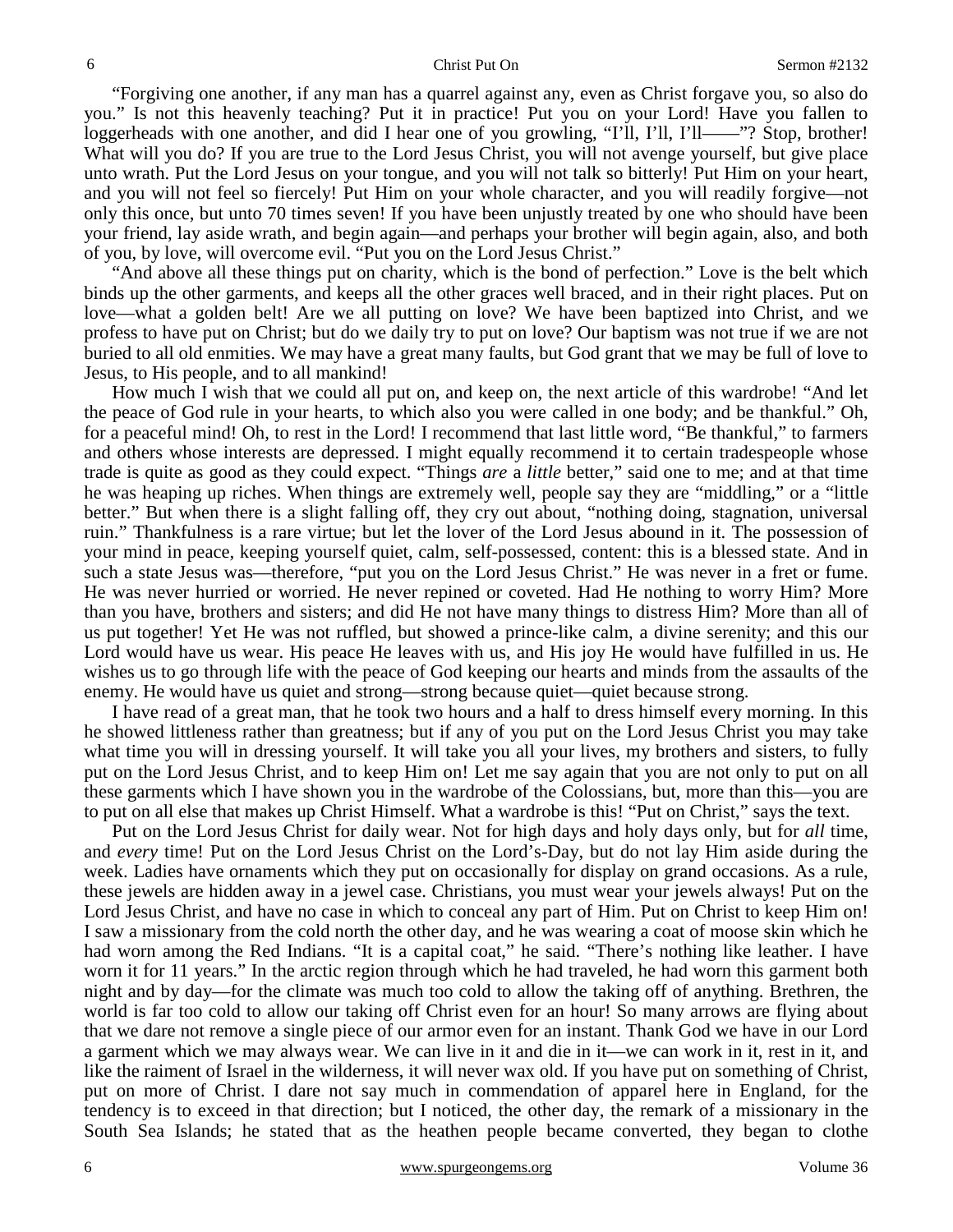"Forgiving one another, if any man has a quarrel against any, even as Christ forgave you, so also do you." Is not this heavenly teaching? Put it in practice! Put you on your Lord! Have you fallen to loggerheads with one another, and did I hear one of you growling, "I'll, I'll, I'll——"? Stop, brother! What will you do? If you are true to the Lord Jesus Christ, you will not avenge yourself, but give place unto wrath. Put the Lord Jesus on your tongue, and you will not talk so bitterly! Put Him on your heart, and you will not feel so fiercely! Put Him on your whole character, and you will readily forgive—not only this once, but unto 70 times seven! If you have been unjustly treated by one who should have been your friend, lay aside wrath, and begin again—and perhaps your brother will begin again, also, and both of you, by love, will overcome evil. "Put you on the Lord Jesus Christ."

"And above all these things put on charity, which is the bond of perfection." Love is the belt which binds up the other garments, and keeps all the other graces well braced, and in their right places. Put on love—what a golden belt! Are we all putting on love? We have been baptized into Christ, and we profess to have put on Christ; but do we daily try to put on love? Our baptism was not true if we are not buried to all old enmities. We may have a great many faults, but God grant that we may be full of love to Jesus, to His people, and to all mankind!

How much I wish that we could all put on, and keep on, the next article of this wardrobe! "And let the peace of God rule in your hearts, to which also you were called in one body; and be thankful." Oh, for a peaceful mind! Oh, to rest in the Lord! I recommend that last little word, "Be thankful," to farmers and others whose interests are depressed. I might equally recommend it to certain tradespeople whose trade is quite as good as they could expect. "Things *are* a *little* better," said one to me; and at that time he was heaping up riches. When things are extremely well, people say they are "middling," or a "little better." But when there is a slight falling off, they cry out about, "nothing doing, stagnation, universal ruin." Thankfulness is a rare virtue; but let the lover of the Lord Jesus abound in it. The possession of your mind in peace, keeping yourself quiet, calm, self-possessed, content: this is a blessed state. And in such a state Jesus was—therefore, "put you on the Lord Jesus Christ." He was never in a fret or fume. He was never hurried or worried. He never repined or coveted. Had He nothing to worry Him? More than you have, brothers and sisters; and did He not have many things to distress Him? More than all of us put together! Yet He was not ruffled, but showed a prince-like calm, a divine serenity; and this our Lord would have us wear. His peace He leaves with us, and His joy He would have fulfilled in us. He wishes us to go through life with the peace of God keeping our hearts and minds from the assaults of the enemy. He would have us quiet and strong—strong because quiet—quiet because strong.

I have read of a great man, that he took two hours and a half to dress himself every morning. In this he showed littleness rather than greatness; but if any of you put on the Lord Jesus Christ you may take what time you will in dressing yourself. It will take you all your lives, my brothers and sisters, to fully put on the Lord Jesus Christ, and to keep Him on! Let me say again that you are not only to put on all these garments which I have shown you in the wardrobe of the Colossians, but, more than this—you are to put on all else that makes up Christ Himself. What a wardrobe is this! "Put on Christ," says the text.

Put on the Lord Jesus Christ for daily wear. Not for high days and holy days only, but for *all* time, and *every* time! Put on the Lord Jesus Christ on the Lord's-Day, but do not lay Him aside during the week. Ladies have ornaments which they put on occasionally for display on grand occasions. As a rule, these jewels are hidden away in a jewel case. Christians, you must wear your jewels always! Put on the Lord Jesus Christ, and have no case in which to conceal any part of Him. Put on Christ to keep Him on! I saw a missionary from the cold north the other day, and he was wearing a coat of moose skin which he had worn among the Red Indians. "It is a capital coat," he said. "There's nothing like leather. I have worn it for 11 years." In the arctic region through which he had traveled, he had worn this garment both night and by day—for the climate was much too cold to allow the taking off of anything. Brethren, the world is far too cold to allow our taking off Christ even for an hour! So many arrows are flying about that we dare not remove a single piece of our armor even for an instant. Thank God we have in our Lord a garment which we may always wear. We can live in it and die in it—we can work in it, rest in it, and like the raiment of Israel in the wilderness, it will never wax old. If you have put on something of Christ, put on more of Christ. I dare not say much in commendation of apparel here in England, for the tendency is to exceed in that direction; but I noticed, the other day, the remark of a missionary in the South Sea Islands; he stated that as the heathen people became converted, they began to clothe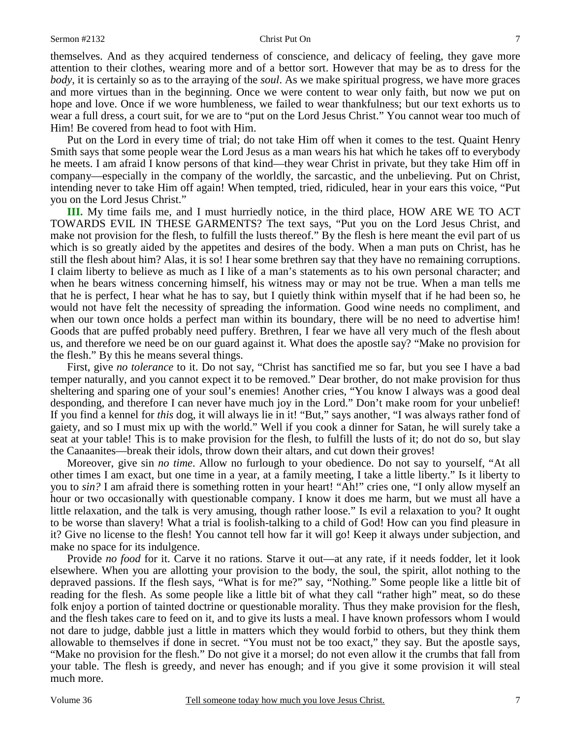themselves. And as they acquired tenderness of conscience, and delicacy of feeling, they gave more attention to their clothes, wearing more and of a bettor sort. However that may be as to dress for the *body,* it is certainly so as to the arraying of the *soul*. As we make spiritual progress, we have more graces and more virtues than in the beginning. Once we were content to wear only faith, but now we put on hope and love. Once if we wore humbleness, we failed to wear thankfulness; but our text exhorts us to wear a full dress, a court suit, for we are to "put on the Lord Jesus Christ." You cannot wear too much of Him! Be covered from head to foot with Him.

Put on the Lord in every time of trial; do not take Him off when it comes to the test. Quaint Henry Smith says that some people wear the Lord Jesus as a man wears his hat which he takes off to everybody he meets. I am afraid I know persons of that kind—they wear Christ in private, but they take Him off in company—especially in the company of the worldly, the sarcastic, and the unbelieving. Put on Christ, intending never to take Him off again! When tempted, tried, ridiculed, hear in your ears this voice, "Put you on the Lord Jesus Christ."

**III.** My time fails me, and I must hurriedly notice, in the third place, HOW ARE WE TO ACT TOWARDS EVIL IN THESE GARMENTS? The text says, "Put you on the Lord Jesus Christ, and make not provision for the flesh, to fulfill the lusts thereof." By the flesh is here meant the evil part of us which is so greatly aided by the appetites and desires of the body. When a man puts on Christ, has he still the flesh about him? Alas, it is so! I hear some brethren say that they have no remaining corruptions. I claim liberty to believe as much as I like of a man's statements as to his own personal character; and when he bears witness concerning himself, his witness may or may not be true. When a man tells me that he is perfect, I hear what he has to say, but I quietly think within myself that if he had been so, he would not have felt the necessity of spreading the information. Good wine needs no compliment, and when our town once holds a perfect man within its boundary, there will be no need to advertise him! Goods that are puffed probably need puffery. Brethren, I fear we have all very much of the flesh about us, and therefore we need be on our guard against it. What does the apostle say? "Make no provision for the flesh." By this he means several things.

First, give *no tolerance* to it. Do not say, "Christ has sanctified me so far, but you see I have a bad temper naturally, and you cannot expect it to be removed." Dear brother, do not make provision for thus sheltering and sparing one of your soul's enemies! Another cries, "You know I always was a good deal desponding, and therefore I can never have much joy in the Lord." Don't make room for your unbelief! If you find a kennel for *this* dog, it will always lie in it! "But," says another, "I was always rather fond of gaiety, and so I must mix up with the world." Well if you cook a dinner for Satan, he will surely take a seat at your table! This is to make provision for the flesh, to fulfill the lusts of it; do not do so, but slay the Canaanites—break their idols, throw down their altars, and cut down their groves!

Moreover, give sin *no time*. Allow no furlough to your obedience. Do not say to yourself, "At all other times I am exact, but one time in a year, at a family meeting, I take a little liberty." Is it liberty to you to *sin?* I am afraid there is something rotten in your heart! "Ah!" cries one, "I only allow myself an hour or two occasionally with questionable company. I know it does me harm, but we must all have a little relaxation, and the talk is very amusing, though rather loose." Is evil a relaxation to you? It ought to be worse than slavery! What a trial is foolish-talking to a child of God! How can you find pleasure in it? Give no license to the flesh! You cannot tell how far it will go! Keep it always under subjection, and make no space for its indulgence.

Provide *no food* for it. Carve it no rations. Starve it out—at any rate, if it needs fodder, let it look elsewhere. When you are allotting your provision to the body, the soul, the spirit, allot nothing to the depraved passions. If the flesh says, "What is for me?" say, "Nothing." Some people like a little bit of reading for the flesh. As some people like a little bit of what they call "rather high" meat, so do these folk enjoy a portion of tainted doctrine or questionable morality. Thus they make provision for the flesh, and the flesh takes care to feed on it, and to give its lusts a meal. I have known professors whom I would not dare to judge, dabble just a little in matters which they would forbid to others, but they think them allowable to themselves if done in secret. "You must not be too exact," they say. But the apostle says, "Make no provision for the flesh." Do not give it a morsel; do not even allow it the crumbs that fall from your table. The flesh is greedy, and never has enough; and if you give it some provision it will steal much more.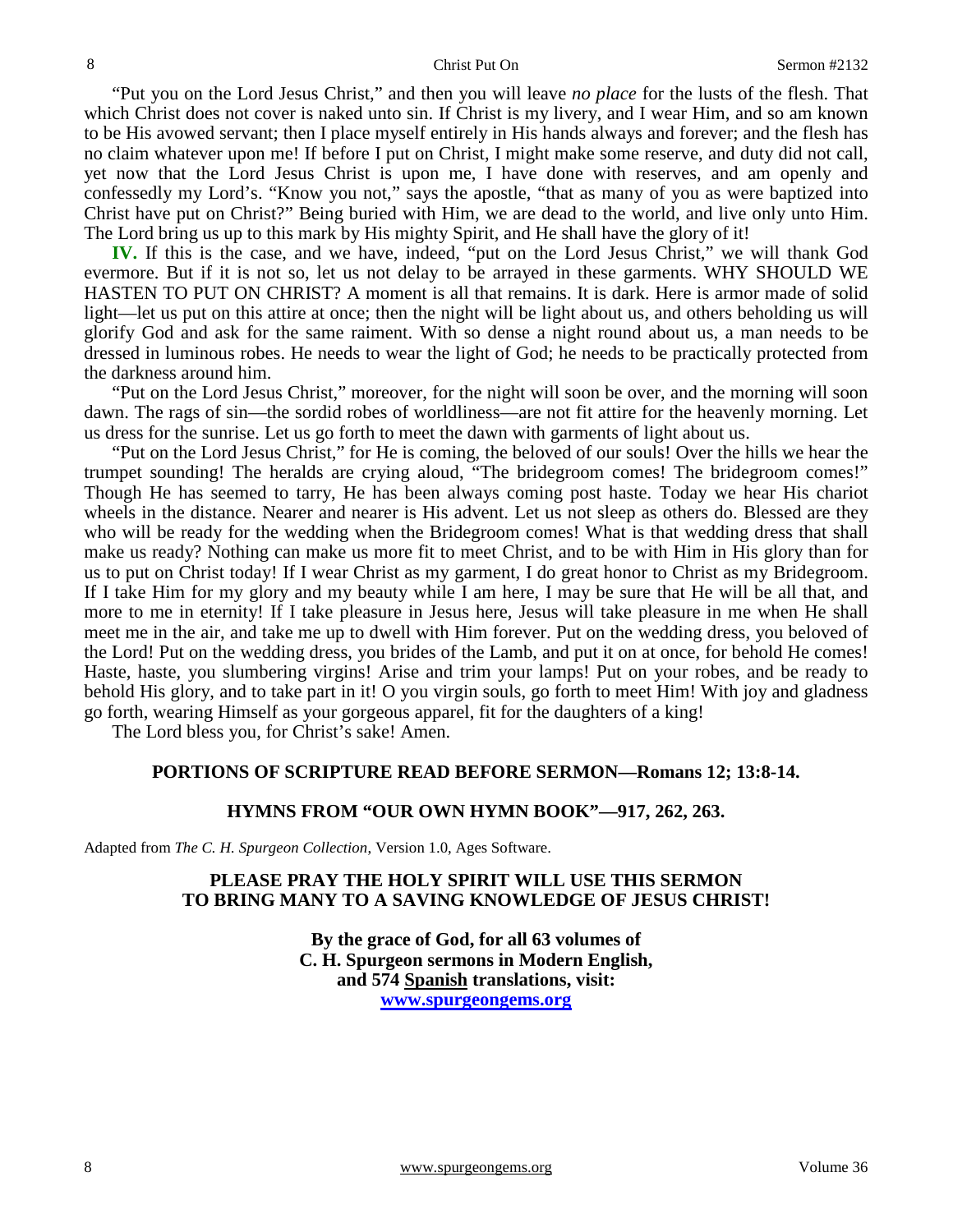"Put you on the Lord Jesus Christ," and then you will leave *no place* for the lusts of the flesh. That which Christ does not cover is naked unto sin. If Christ is my livery, and I wear Him, and so am known to be His avowed servant; then I place myself entirely in His hands always and forever; and the flesh has no claim whatever upon me! If before I put on Christ, I might make some reserve, and duty did not call, yet now that the Lord Jesus Christ is upon me, I have done with reserves, and am openly and confessedly my Lord's. "Know you not," says the apostle, "that as many of you as were baptized into Christ have put on Christ?" Being buried with Him, we are dead to the world, and live only unto Him. The Lord bring us up to this mark by His mighty Spirit, and He shall have the glory of it!

**IV.** If this is the case, and we have, indeed, "put on the Lord Jesus Christ," we will thank God evermore. But if it is not so, let us not delay to be arrayed in these garments. WHY SHOULD WE HASTEN TO PUT ON CHRIST? A moment is all that remains. It is dark. Here is armor made of solid light—let us put on this attire at once; then the night will be light about us, and others beholding us will glorify God and ask for the same raiment. With so dense a night round about us, a man needs to be dressed in luminous robes. He needs to wear the light of God; he needs to be practically protected from the darkness around him.

"Put on the Lord Jesus Christ," moreover, for the night will soon be over, and the morning will soon dawn. The rags of sin—the sordid robes of worldliness—are not fit attire for the heavenly morning. Let us dress for the sunrise. Let us go forth to meet the dawn with garments of light about us.

"Put on the Lord Jesus Christ," for He is coming, the beloved of our souls! Over the hills we hear the trumpet sounding! The heralds are crying aloud, "The bridegroom comes! The bridegroom comes!" Though He has seemed to tarry, He has been always coming post haste. Today we hear His chariot wheels in the distance. Nearer and nearer is His advent. Let us not sleep as others do. Blessed are they who will be ready for the wedding when the Bridegroom comes! What is that wedding dress that shall make us ready? Nothing can make us more fit to meet Christ, and to be with Him in His glory than for us to put on Christ today! If I wear Christ as my garment, I do great honor to Christ as my Bridegroom. If I take Him for my glory and my beauty while I am here, I may be sure that He will be all that, and more to me in eternity! If I take pleasure in Jesus here, Jesus will take pleasure in me when He shall meet me in the air, and take me up to dwell with Him forever. Put on the wedding dress, you beloved of the Lord! Put on the wedding dress, you brides of the Lamb, and put it on at once, for behold He comes! Haste, haste, you slumbering virgins! Arise and trim your lamps! Put on your robes, and be ready to behold His glory, and to take part in it! O you virgin souls, go forth to meet Him! With joy and gladness go forth, wearing Himself as your gorgeous apparel, fit for the daughters of a king!

The Lord bless you, for Christ's sake! Amen.

**PORTIONS OF SCRIPTURE READ BEFORE SERMON—Romans 12; 13:8-14.**

**HYMNS FROM "OUR OWN HYMN BOOK"—917, 262, 263.**

Adapted from *The C. H. Spurgeon Collection*, Version 1.0, Ages Software.

**PLEASE PRAY THE HOLY SPIRIT WILL USE THIS SERMON TO BRING MANY TO A SAVING KNOWLEDGE OF JESUS CHRIST!**

**By the grace of God, for all 63 volumes of C. H. Spurgeon sermons in Modern English, and 574 Spanish translations, visit: www.spurgeongems.org**